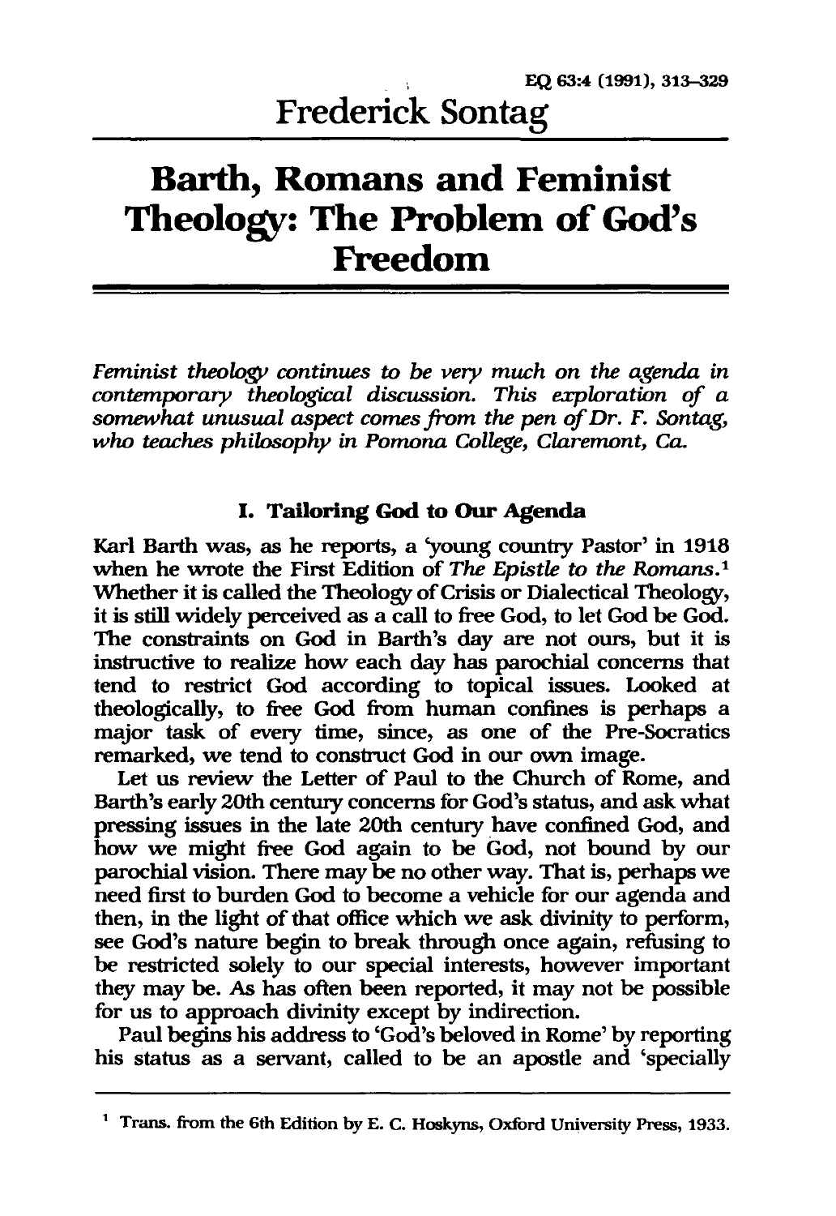Frederick Sontag

# Barth, Romans and Feminist Theology: The Problem of God's Freedom

*Feminist theology continues to be very much on the agenda in contemporary theological discussion. This exploration of a somewhat unusual aspect comes from the pen of Dr. F. Sontag, who teaches philosophy in Pomona College, Claremont, Ca.*

## I. Tailoring God to Our Agenda

Karl Barth was, as he reports, a 'young country Pastor' in 1918 when he wrote the First Edition of *The Epistle to the Romans*.[1] Whether it is called the Theology of Crisis or Dialectical Theology, it is still widely perceived as a call to free God, to let God be God. The constraints on God in Barth's day are not ours, but it is instructive to realize how each day has parochial concerns that tend to restrict God according to topical issues. Looked at theologically, to free God from human confines is perhaps a major task of every time, since, as one of the Pre-Socratics remarked, we tend to construct God in our own image.

Let us review the Letter of Paul to the Church of Rome, and Barth's early 20th century concerns for God's status, and ask what pressing issues in the late 20th century have confined God, and how we might free God again to be God, not bound by our parochial vision. There may be no other way. That is, perhaps we need first to burden God to become a vehicle for our agenda and then, in the light of that office which we ask divinity to perform, see God's nature begin to break through once again, refusing to be restricted solely to our special interests, however important they may be. As has often been reported, it may not be possible for us to approach divinity except by indirection.

Paul begins his address to 'God's beloved in Rome' by reporting his status as a servant, called to be an apostle and 'specially

[1] Trans. from the 6th Edition by E. C. Hoskyns, Oxford University Press, 1933.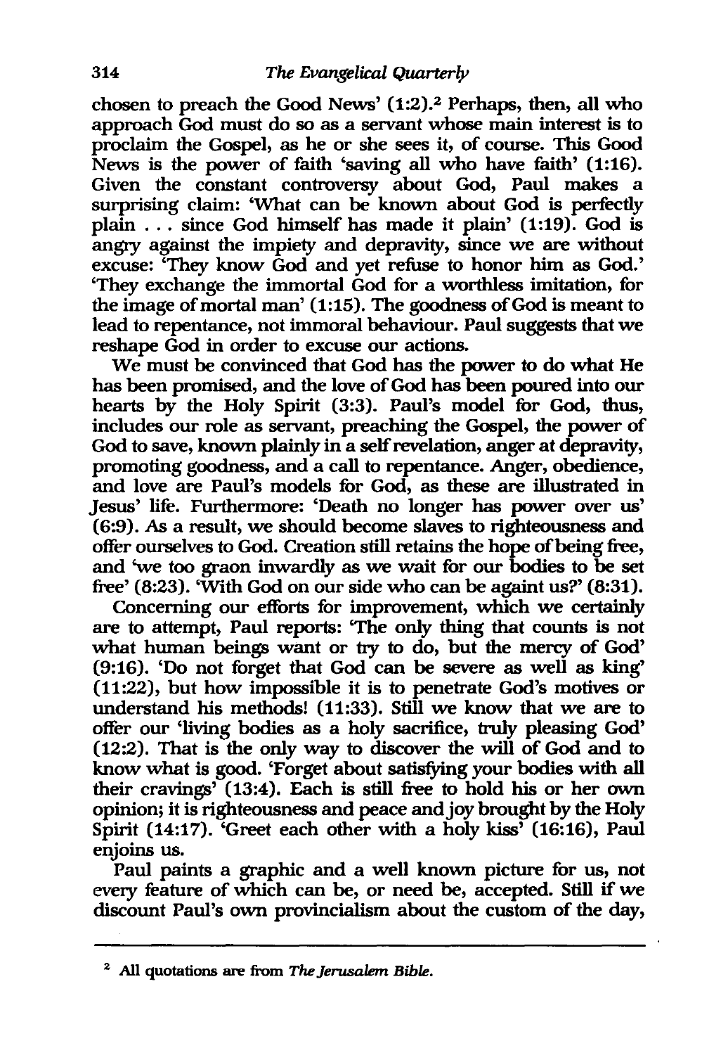chosen to preach the Good News' (1:2).[2] Perhaps, then, all who approach God must do so as a servant whose main interest is to proclaim the Gospel, as he or she sees it, of course. This Good News is the power of faith 'saving all who have faith' (1:16). Given the constant controversy about God, Paul makes a surprising claim: 'What can be known about God is perfectly plain . . . since God himself has made it plain' (1:19). God is angry against the impiety and depravity, since we are without excuse: 'They know God and yet refuse to honor him as God.' 'They exchange the immortal God for a worthless imitation, for the image of mortal man' (1:15). The goodness of God is meant to lead to repentance, not immoral behaviour. Paul suggests that we reshape God in order to excuse our actions.

We must be convinced that God has the power to do what He has been promised, and the love of God has been poured into our hearts by the Holy Spirit (3:3). Paul's model for God, thus, includes our role as servant, preaching the Gospel, the power of God to save, known plainly in a self revelation, anger at depravity, promoting goodness, and a call to repentance. Anger, obedience, and love are Paul's models for God, as these are illustrated in Jesus' life. Furthermore: 'Death no longer has power over us' (6:9). As a result, we should become slaves to righteousness and offer ourselves to God. Creation still retains the hope of being free, and 'we too graon inwardly as we wait for our bodies to be set free' (8:23). 'With God on our side who can be againt us?' (8:31).

Concerning our efforts for improvement, which we certainly are to attempt, Paul reports: 'The only thing that counts is not what human beings want or try to do, but the mercy of God' (9:16). 'Do not forget that God can be severe as well as king' (11:22), but how impossible it is to penetrate God's motives or understand his methods! (11:33). Still we know that we are to offer our 'living bodies as a holy sacrifice, truly pleasing God' (12:2). That is the only way to discover the will of God and to know what is good. 'Forget about satisfying your bodies with all their cravings' (13:4). Each is still free to hold his or her own opinion; it is righteousness and peace and joy brought by the Holy Spirit (14:17). 'Greet each other with a holy kiss' (16:16), Paul enjoins us.

Paul paints a graphic and a well known picture for us, not every feature of which can be, or need be, accepted. Still if we discount Paul's own provincialism about the custom of the day,

---

[2] All quotations are from *The Jerusalem Bible*.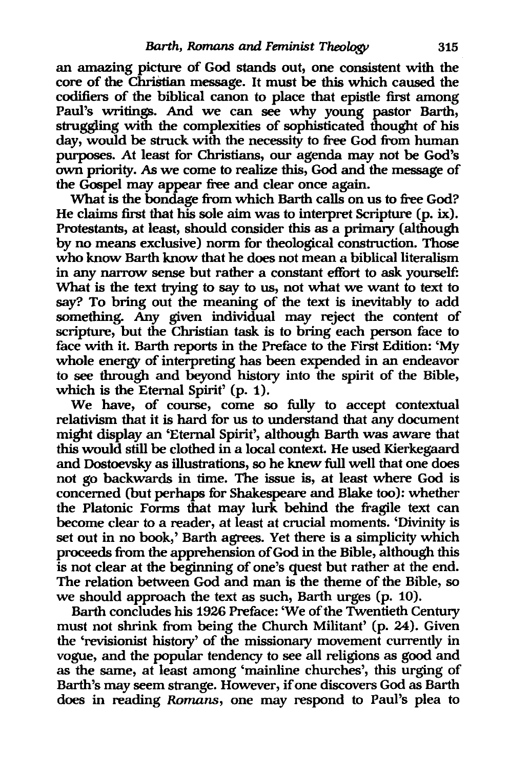an amazing picture of God stands out, one consistent with the core of the Christian message. It must be this which caused the codifiers of the biblical canon to place that epistle first among Paul's writings. And we can see why young pastor Barth, struggling with the complexities of sophisticated thought of his day, would be struck with the necessity to free God from human purposes. At least for Christians, our agenda may not be God's own priority. As we come to realize this, God and the message of the Gospel may appear free and clear once again.

What is the bondage from which Barth calls on us to free God? He claims first that his sole aim was to interpret Scripture (p. ix). Protestants, at least, should consider this as a primary (although by no means exclusive) norm for theological construction. Those who know Barth know that he does not mean a biblical literalism in any narrow sense but rather a constant effort to ask yourself: What is the text trying to say to us, not what we want to text to say? To bring out the meaning of the text is inevitably to add something. Any given individual may reject the content of scripture, but the Christian task is to bring each person face to face with it. Barth reports in the Preface to the First Edition: 'My whole energy of interpreting has been expended in an endeavor to see through and beyond history into the spirit of the Bible, which is the Eternal Spirit' (p. 1).

We have, of course, come so fully to accept contextual relativism that it is hard for us to understand that any document might display an 'Eternal Spirit', although Barth was aware that this would still be clothed in a local context. He used Kierkegaard and Dostoevsky as illustrations, so he knew full well that one does not go backwards in time. The issue is, at least where God is concerned (but perhaps for Shakespeare and Blake too): whether the Platonic Forms that may lurk behind the fragile text can become clear to a reader, at least at crucial moments. 'Divinity is set out in no book,' Barth agrees. Yet there is a simplicity which proceeds from the apprehension of God in the Bible, although this is not clear at the beginning of one's quest but rather at the end. The relation between God and man is the theme of the Bible, so we should approach the text as such, Barth urges (p. 10).

Barth concludes his 1926 Preface: 'We of the Twentieth Century must not shrink from being the Church Militant' (p. 24). Given the 'revisionist history' of the missionary movement currently in vogue, and the popular tendency to see all religions as good and as the same, at least among 'mainline churches', this urging of Barth's may seem strange. However, if one discovers God as Barth does in reading *Romans*, one may respond to Paul's plea to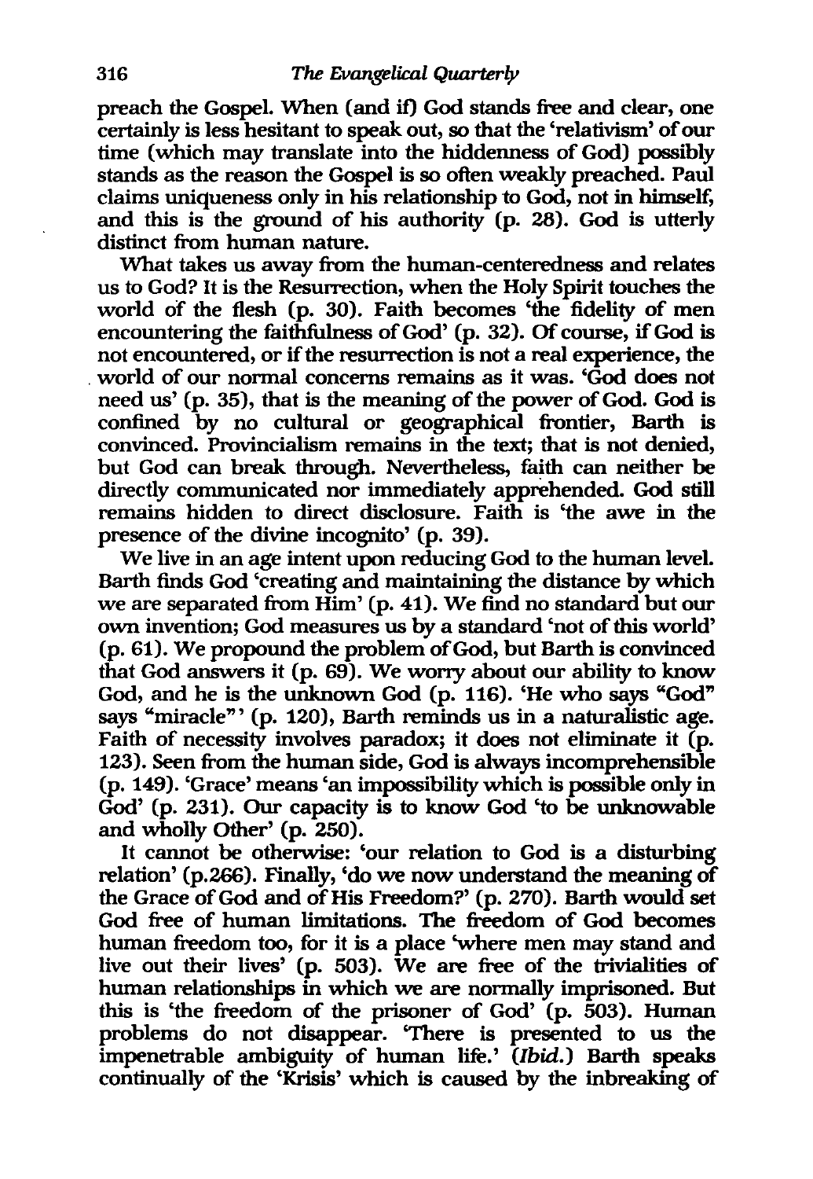preach the Gospel. When (and if) God stands free and clear, one certainly is less hesitant to speak out, so that the 'relativism' of our time (which may translate into the hiddenness of God) possibly stands as the reason the Gospel is so often weakly preached. Paul claims uniqueness only in his relationship to God, not in himself, and this is the ground of his authority (p. 28). God is utterly distinct from human nature.

What takes us away from the human-centeredness and relates us to God? It is the Resurrection, when the Holy Spirit touches the world of the flesh (p. 30). Faith becomes 'the fidelity of men encountering the faithfulness of God' (p. 32). Of course, if God is not encountered, or if the resurrection is not a real experience, the world of our normal concerns remains as it was. 'God does not need us' (p. 35), that is the meaning of the power of God. God is confined by no cultural or geographical frontier, Barth is convinced. Provincialism remains in the text; that is not denied, but God can break through. Nevertheless, faith can neither be directly communicated nor immediately apprehended. God still remains hidden to direct disclosure. Faith is 'the awe in the presence of the divine incognito' (p. 39).

We live in an age intent upon reducing God to the human level. Barth finds God 'creating and maintaining the distance by which we are separated from Him' (p. 41). We find no standard but our own invention; God measures us by a standard 'not of this world' (p. 61). We propound the problem of God, but Barth is convinced that God answers it (p. 69). We worry about our ability to know God, and he is the unknown God (p. 116). 'He who says "God" says "miracle"' (p. 120), Barth reminds us in a naturalistic age. Faith of necessity involves paradox; it does not eliminate it (p. 123). Seen from the human side, God is always incomprehensible (p. 149). 'Grace' means 'an impossibility which is possible only in God' (p. 231). Our capacity is to know God 'to be unknowable and wholly Other' (p. 250).

It cannot be otherwise: 'our relation to God is a disturbing relation' (p.266). Finally, 'do we now understand the meaning of the Grace of God and of His Freedom?' (p. 270). Barth would set God free of human limitations. The freedom of God becomes human freedom too, for it is a place 'where men may stand and live out their lives' (p. 503). We are free of the trivialities of human relationships in which we are normally imprisoned. But this is 'the freedom of the prisoner of God' (p. 503). Human problems do not disappear. 'There is presented to us the impenetrable ambiguity of human life.' (*Ibid.*) Barth speaks continually of the 'Krisis' which is caused by the inbreaking of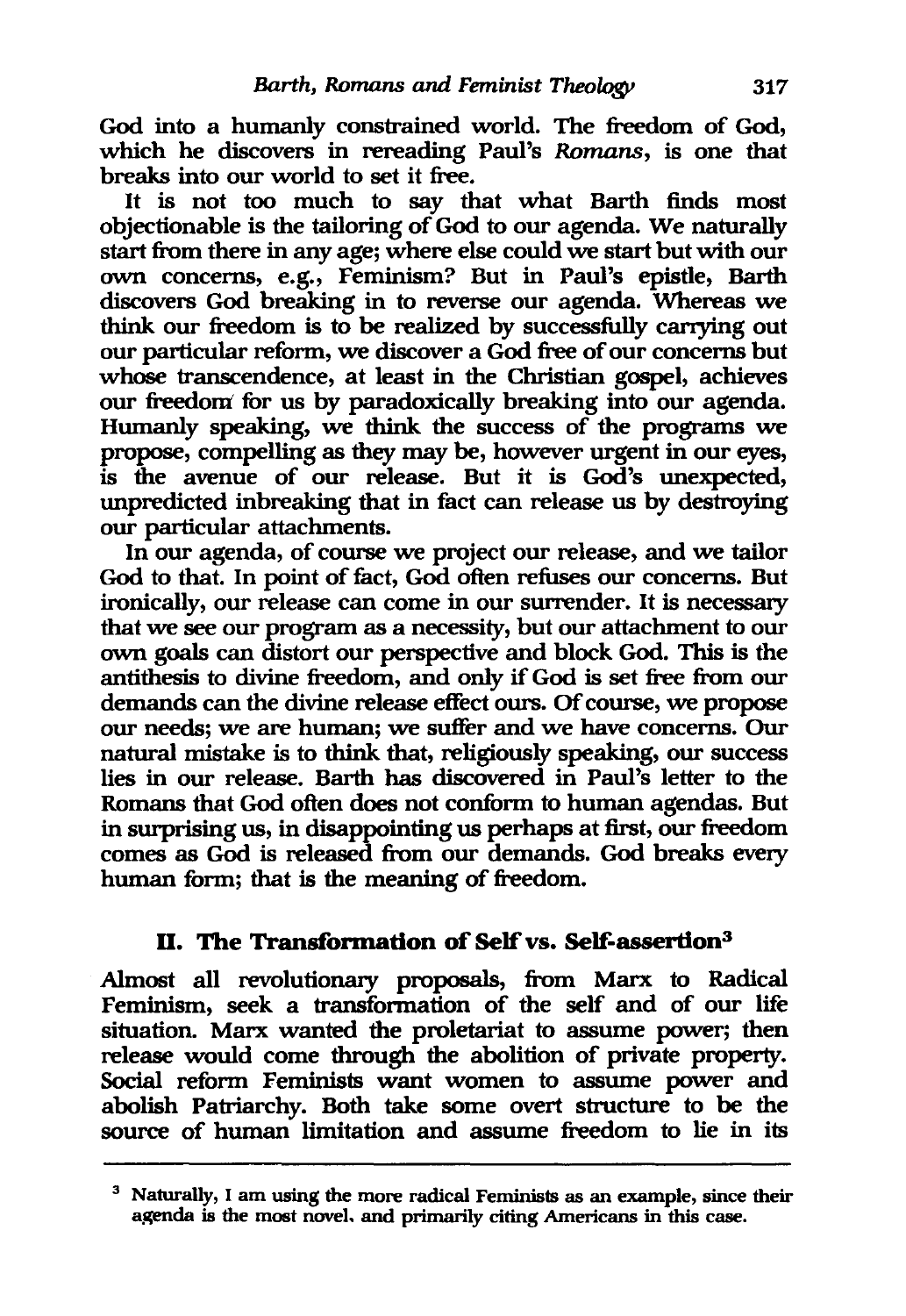God into a humanly constrained world. The freedom of God, which he discovers in rereading Paul's *Romans*, is one that breaks into our world to set it free.

It is not too much to say that what Barth finds most objectionable is the tailoring of God to our agenda. We naturally start from there in any age; where else could we start but with our own concerns, e.g., Feminism? But in Paul's epistle, Barth discovers God breaking in to reverse our agenda. Whereas we think our freedom is to be realized by successfully carrying out our particular reform, we discover a God free of our concerns but whose transcendence, at least in the Christian gospel, achieves our freedom for us by paradoxically breaking into our agenda. Humanly speaking, we think the success of the programs we propose, compelling as they may be, however urgent in our eyes, is the avenue of our release. But it is God's unexpected, unpredicted inbreaking that in fact can release us by destroying our particular attachments.

In our agenda, of course we project our release, and we tailor God to that. In point of fact, God often refuses our concerns. But ironically, our release can come in our surrender. It is necessary that we see our program as a necessity, but our attachment to our own goals can distort our perspective and block God. This is the antithesis to divine freedom, and only if God is set free from our demands can the divine release effect ours. Of course, we propose our needs; we are human; we suffer and we have concerns. Our natural mistake is to think that, religiously speaking, our success lies in our release. Barth has discovered in Paul's letter to the Romans that God often does not conform to human agendas. But in surprising us, in disappointing us perhaps at first, our freedom comes as God is released from our demands. God breaks every human form; that is the meaning of freedom.

## II. The Transformation of Self vs. Self-assertion[3]

Almost all revolutionary proposals, from Marx to Radical Feminism, seek a transformation of the self and of our life situation. Marx wanted the proletariat to assume power; then release would come through the abolition of private property. Social reform Feminists want women to assume power and abolish Patriarchy. Both take some overt structure to be the source of human limitation and assume freedom to lie in its

---

[3] Naturally, I am using the more radical Feminists as an example, since their agenda is the most novel, and primarily citing Americans in this case.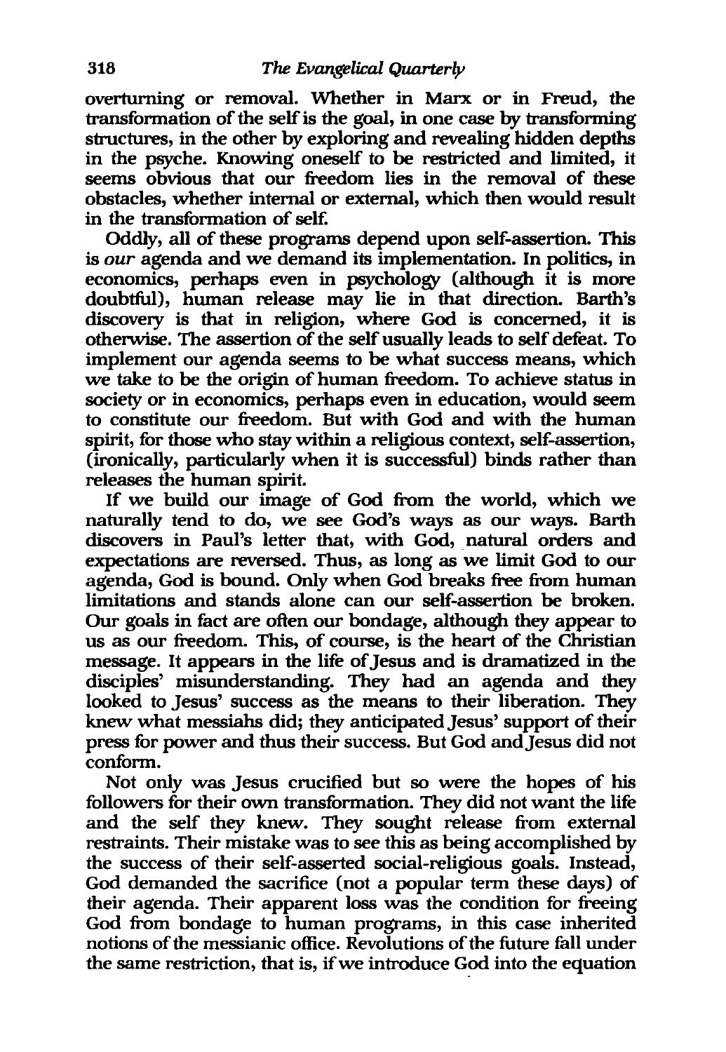overturning or removal. Whether in Marx or in Freud, the transformation of the self is the goal, in one case by transforming structures, in the other by exploring and revealing hidden depths in the psyche. Knowing oneself to be restricted and limited, it seems obvious that our freedom lies in the removal of these obstacles, whether internal or external, which then would result in the transformation of self.

Oddly, all of these programs depend upon self-assertion. This is *our* agenda and we demand its implementation. In politics, in economics, perhaps even in psychology (although it is more doubtful), human release may lie in that direction. Barth's discovery is that in religion, where God is concerned, it is otherwise. The assertion of the self usually leads to self defeat. To implement our agenda seems to be what success means, which we take to be the origin of human freedom. To achieve status in society or in economics, perhaps even in education, would seem to constitute our freedom. But with God and with the human spirit, for those who stay within a religious context, self-assertion, (ironically, particularly when it is successful) binds rather than releases the human spirit.

If we build our image of God from the world, which we naturally tend to do, we see God's ways as our ways. Barth discovers in Paul's letter that, with God, natural orders and expectations are reversed. Thus, as long as we limit God to our agenda, God is bound. Only when God breaks free from human limitations and stands alone can our self-assertion be broken. Our goals in fact are often our bondage, although they appear to us as our freedom. This, of course, is the heart of the Christian message. It appears in the life of Jesus and is dramatized in the disciples' misunderstanding. They had an agenda and they looked to Jesus' success as the means to their liberation. They knew what messiahs did; they anticipated Jesus' support of their press for power and thus their success. But God and Jesus did not conform.

Not only was Jesus crucified but so were the hopes of his followers for their own transformation. They did not want the life and the self they knew. They sought release from external restraints. Their mistake was to see this as being accomplished by the success of their self-asserted social-religious goals. Instead, God demanded the sacrifice (not a popular term these days) of their agenda. Their apparent loss was the condition for freeing God from bondage to human programs, in this case inherited notions of the messianic office. Revolutions of the future fall under the same restriction, that is, if we introduce God into the equation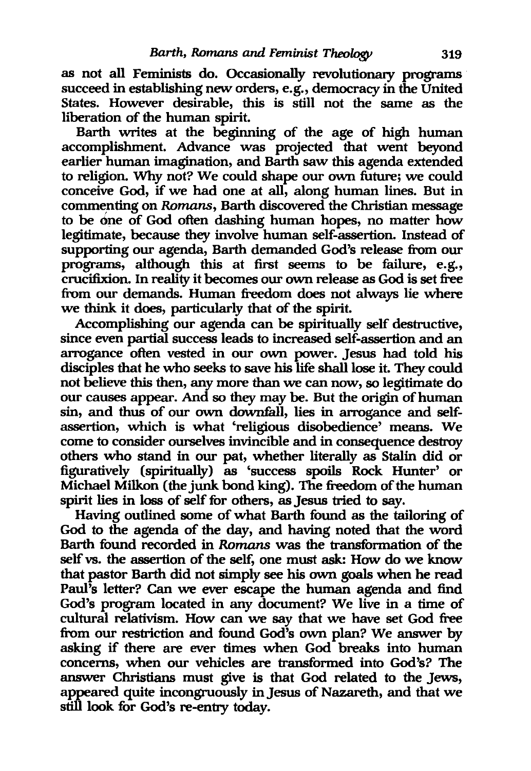as not all Feminists do. Occasionally revolutionary programs succeed in establishing new orders, e.g., democracy in the United States. However desirable, this is still not the same as the liberation of the human spirit.

Barth writes at the beginning of the age of high human accomplishment. Advance was projected that went beyond earlier human imagination, and Barth saw this agenda extended to religion. Why not? We could shape our own future; we could conceive God, if we had one at all, along human lines. But in commenting on *Romans*, Barth discovered the Christian message to be one of God often dashing human hopes, no matter how legitimate, because they involve human self-assertion. Instead of supporting our agenda, Barth demanded God's release from our programs, although this at first seems to be failure, e.g., crucifixion. In reality it becomes our own release as God is set free from our demands. Human freedom does not always lie where we think it does, particularly that of the spirit.

Accomplishing our agenda can be spiritually self destructive, since even partial success leads to increased self-assertion and an arrogance often vested in our own power. Jesus had told his disciples that he who seeks to save his life shall lose it. They could not believe this then, any more than we can now, so legitimate do our causes appear. And so they may be. But the origin of human sin, and thus of our own downfall, lies in arrogance and self-assertion, which is what 'religious disobedience' means. We come to consider ourselves invincible and in consequence destroy others who stand in our pat, whether literally as Stalin did or figuratively (spiritually) as 'success spoils Rock Hunter' or Michael Milkon (the junk bond king). The freedom of the human spirit lies in loss of self for others, as Jesus tried to say.

Having outlined some of what Barth found as the tailoring of God to the agenda of the day, and having noted that the word Barth found recorded in *Romans* was the transformation of the self vs. the assertion of the self, one must ask: How do we know that pastor Barth did not simply see his own goals when he read Paul's letter? Can we ever escape the human agenda and find God's program located in any document? We live in a time of cultural relativism. How can we say that we have set God free from our restriction and found God's own plan? We answer by asking if there are ever times when God breaks into human concerns, when our vehicles are transformed into God's? The answer Christians must give is that God related to the Jews, appeared quite incongruously in Jesus of Nazareth, and that we still look for God's re-entry today.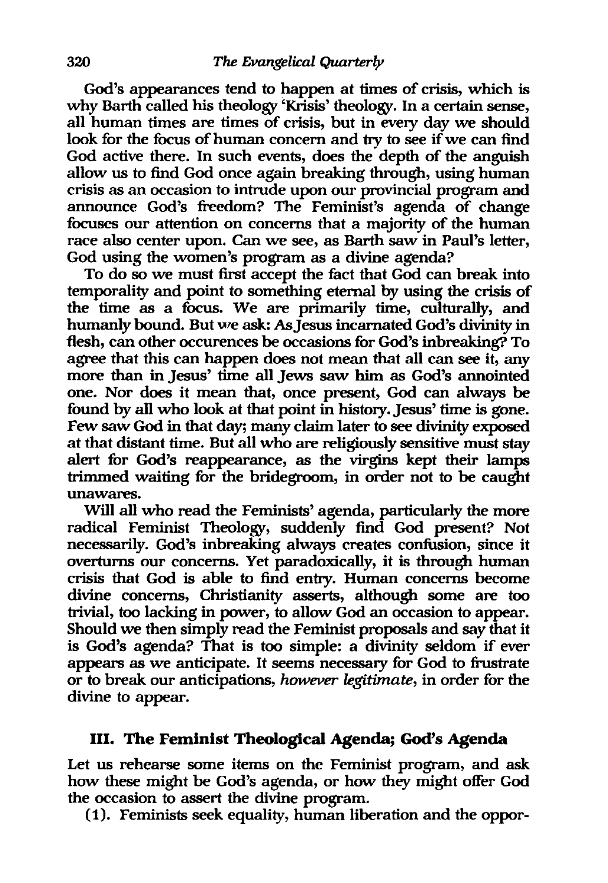God's appearances tend to happen at times of crisis, which is why Barth called his theology 'Krisis' theology. In a certain sense, all human times are times of crisis, but in every day we should look for the focus of human concern and try to see if we can find God active there. In such events, does the depth of the anguish allow us to find God once again breaking through, using human crisis as an occasion to intrude upon our provincial program and announce God's freedom? The Feminist's agenda of change focuses our attention on concerns that a majority of the human race also center upon. Can we see, as Barth saw in Paul's letter, God using the women's program as a divine agenda?

To do so we must first accept the fact that God can break into temporality and point to something eternal by using the crisis of the time as a focus. We are primarily time, culturally, and humanly bound. But we ask: As Jesus incarnated God's divinity in flesh, can other occurences be occasions for God's inbreaking? To agree that this can happen does not mean that all can see it, any more than in Jesus' time all Jews saw him as God's annointed one. Nor does it mean that, once present, God can always be found by all who look at that point in history. Jesus' time is gone. Few saw God in that day; many claim later to see divinity exposed at that distant time. But all who are religiously sensitive must stay alert for God's reappearance, as the virgins kept their lamps trimmed waiting for the bridegroom, in order not to be caught unawares.

Will all who read the Feminists' agenda, particularly the more radical Feminist Theology, suddenly find God present? Not necessarily. God's inbreaking always creates confusion, since it overturns our concerns. Yet paradoxically, it is through human crisis that God is able to find entry. Human concerns become divine concerns, Christianity asserts, although some are too trivial, too lacking in power, to allow God an occasion to appear. Should we then simply read the Feminist proposals and say that it is God's agenda? That is too simple: a divinity seldom if ever appears as we anticipate. It seems necessary for God to frustrate or to break our anticipations, *however legitimate*, in order for the divine to appear.

## III. The Feminist Theological Agenda; God's Agenda

Let us rehearse some items on the Feminist program, and ask how these might be God's agenda, or how they might offer God the occasion to assert the divine program.

(1). Feminists seek equality, human liberation and the oppor-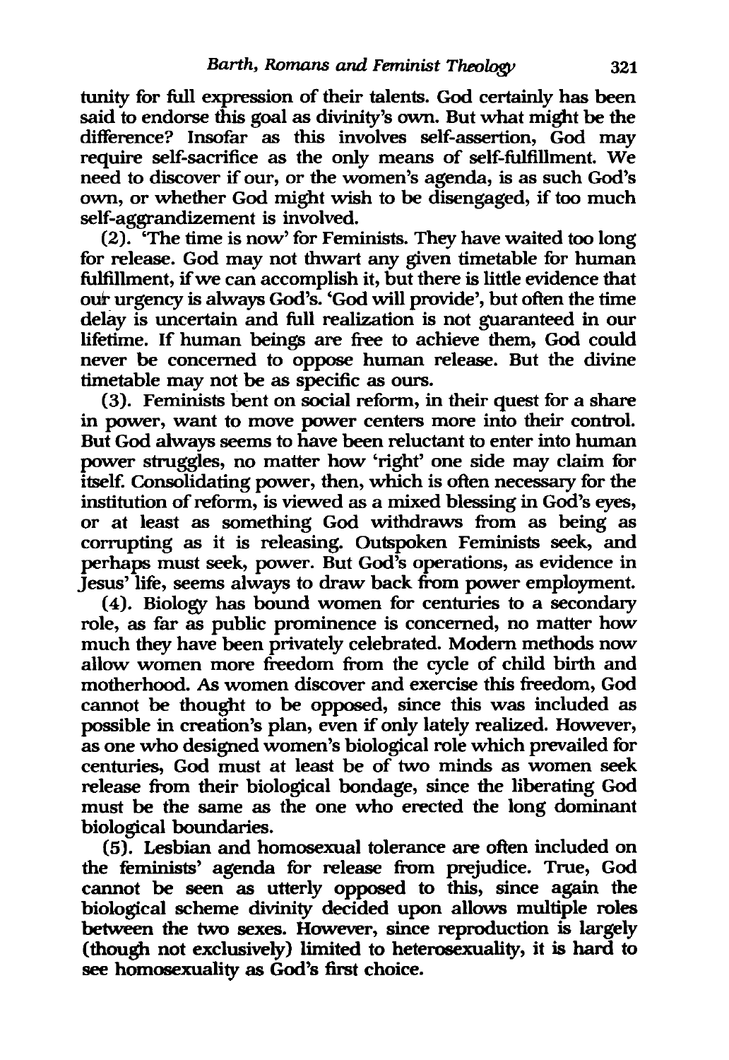tunity for full expression of their talents. God certainly has been said to endorse this goal as divinity's own. But what might be the difference? Insofar as this involves self-assertion, God may require self-sacrifice as the only means of self-fulfillment. We need to discover if our, or the women's agenda, is as such God's own, or whether God might wish to be disengaged, if too much self-aggrandizement is involved.

(2). 'The time is now' for Feminists. They have waited too long for release. God may not thwart any given timetable for human fulfillment, if we can accomplish it, but there is little evidence that our urgency is always God's. 'God will provide', but often the time delay is uncertain and full realization is not guaranteed in our lifetime. If human beings are free to achieve them, God could never be concerned to oppose human release. But the divine timetable may not be as specific as ours.

(3). Feminists bent on social reform, in their quest for a share in power, want to move power centers more into their control. But God always seems to have been reluctant to enter into human power struggles, no matter how 'right' one side may claim for itself. Consolidating power, then, which is often necessary for the institution of reform, is viewed as a mixed blessing in God's eyes, or at least as something God withdraws from as being as corrupting as it is releasing. Outspoken Feminists seek, and perhaps must seek, power. But God's operations, as evidence in Jesus' life, seems always to draw back from power employment.

(4). Biology has bound women for centuries to a secondary role, as far as public prominence is concerned, no matter how much they have been privately celebrated. Modern methods now allow women more freedom from the cycle of child birth and motherhood. As women discover and exercise this freedom, God cannot be thought to be opposed, since this was included as possible in creation's plan, even if only lately realized. However, as one who designed women's biological role which prevailed for centuries, God must at least be of two minds as women seek release from their biological bondage, since the liberating God must be the same as the one who erected the long dominant biological boundaries.

(5). Lesbian and homosexual tolerance are often included on the feminists' agenda for release from prejudice. True, God cannot be seen as utterly opposed to this, since again the biological scheme divinity decided upon allows multiple roles between the two sexes. However, since reproduction is largely (though not exclusively) limited to heterosexuality, it is hard to see homosexuality as God's first choice.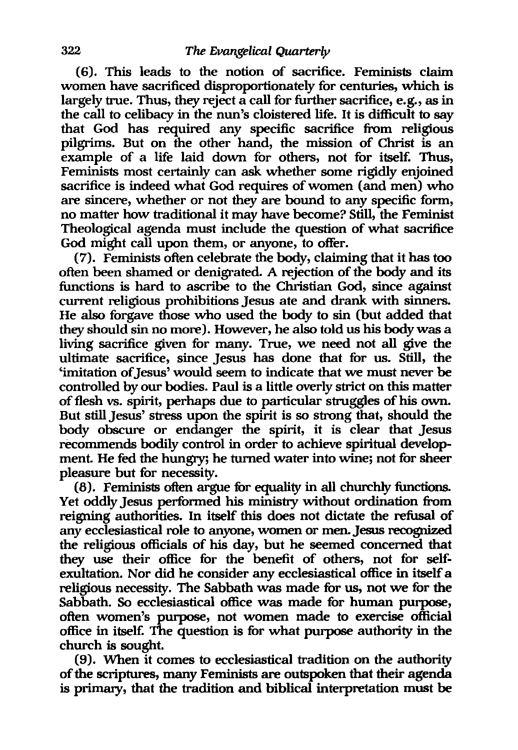(6). This leads to the notion of sacrifice. Feminists claim women have sacrificed disproportionately for centuries, which is largely true. Thus, they reject a call for further sacrifice, e.g., as in the call to celibacy in the nun's cloistered life. It is difficult to say that God has required any specific sacrifice from religious pilgrims. But on the other hand, the mission of Christ is an example of a life laid down for others, not for itself. Thus, Feminists most certainly can ask whether some rigidly enjoined sacrifice is indeed what God requires of women (and men) who are sincere, whether or not they are bound to any specific form, no matter how traditional it may have become? Still, the Feminist Theological agenda must include the question of what sacrifice God might call upon them, or anyone, to offer.

(7). Feminists often celebrate the body, claiming that it has too often been shamed or denigrated. A rejection of the body and its functions is hard to ascribe to the Christian God, since against current religious prohibitions Jesus ate and drank with sinners. He also forgave those who used the body to sin (but added that they should sin no more). However, he also told us his body was a living sacrifice given for many. True, we need not all give the ultimate sacrifice, since Jesus has done that for us. Still, the 'imitation of Jesus' would seem to indicate that we must never be controlled by our bodies. Paul is a little overly strict on this matter of flesh vs. spirit, perhaps due to particular struggles of his own. But still Jesus' stress upon the spirit is so strong that, should the body obscure or endanger the spirit, it is clear that Jesus recommends bodily control in order to achieve spiritual development. He fed the hungry; he turned water into wine; not for sheer pleasure but for necessity.

(8). Feminists often argue for equality in all churchly functions. Yet oddly Jesus performed his ministry without ordination from reigning authorities. In itself this does not dictate the refusal of any ecclesiastical role to anyone, women or men. Jesus recognized the religious officials of his day, but he seemed concerned that they use their office for the benefit of others, not for self-exultation. Nor did he consider any ecclesiastical office in itself a religious necessity. The Sabbath was made for us, not we for the Sabbath. So ecclesiastical office was made for human purpose, often women's purpose, not women made to exercise official office in itself. The question is for what purpose authority in the church is sought.

(9). When it comes to ecclesiastical tradition on the authority of the scriptures, many Feminists are outspoken that their agenda is primary, that the tradition and biblical interpretation must be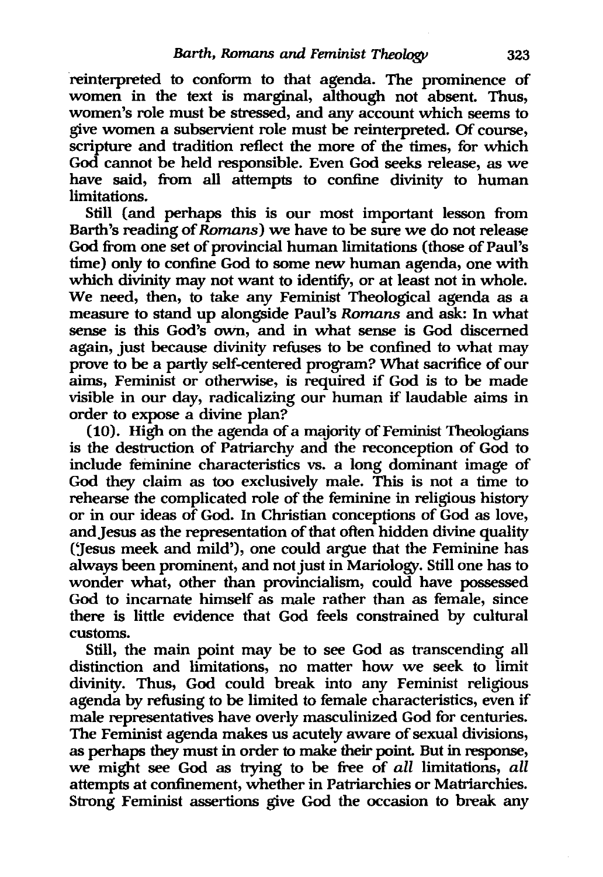reinterpreted to conform to that agenda. The prominence of women in the text is marginal, although not absent. Thus, women's role must be stressed, and any account which seems to give women a subservient role must be reinterpreted. Of course, scripture and tradition reflect the more of the times, for which God cannot be held responsible. Even God seeks release, as we have said, from all attempts to confine divinity to human limitations.

Still (and perhaps this is our most important lesson from Barth's reading of *Romans*) we have to be sure we do not release God from one set of provincial human limitations (those of Paul's time) only to confine God to some new human agenda, one with which divinity may not want to identify, or at least not in whole. We need, then, to take any Feminist Theological agenda as a measure to stand up alongside Paul's *Romans* and ask: In what sense is this God's own, and in what sense is God discerned again, just because divinity refuses to be confined to what may prove to be a partly self-centered program? What sacrifice of our aims, Feminist or otherwise, is required if God is to be made visible in our day, radicalizing our human if laudable aims in order to expose a divine plan?

(10). High on the agenda of a majority of Feminist Theologians is the destruction of Patriarchy and the reconception of God to include feminine characteristics vs. a long dominant image of God they claim as too exclusively male. This is not a time to rehearse the complicated role of the feminine in religious history or in our ideas of God. In Christian conceptions of God as love, and Jesus as the representation of that often hidden divine quality ('Jesus meek and mild'), one could argue that the Feminine has always been prominent, and not just in Mariology. Still one has to wonder what, other than provincialism, could have possessed God to incarnate himself as male rather than as female, since there is little evidence that God feels constrained by cultural customs.

Still, the main point may be to see God as transcending all distinction and limitations, no matter how we seek to limit divinity. Thus, God could break into any Feminist religious agenda by refusing to be limited to female characteristics, even if male representatives have overly masculinized God for centuries. The Feminist agenda makes us acutely aware of sexual divisions, as perhaps they must in order to make their point. But in response, we might see God as trying to be free of *all* limitations, *all* attempts at confinement, whether in Patriarchies or Matriarchies. Strong Feminist assertions give God the occasion to break any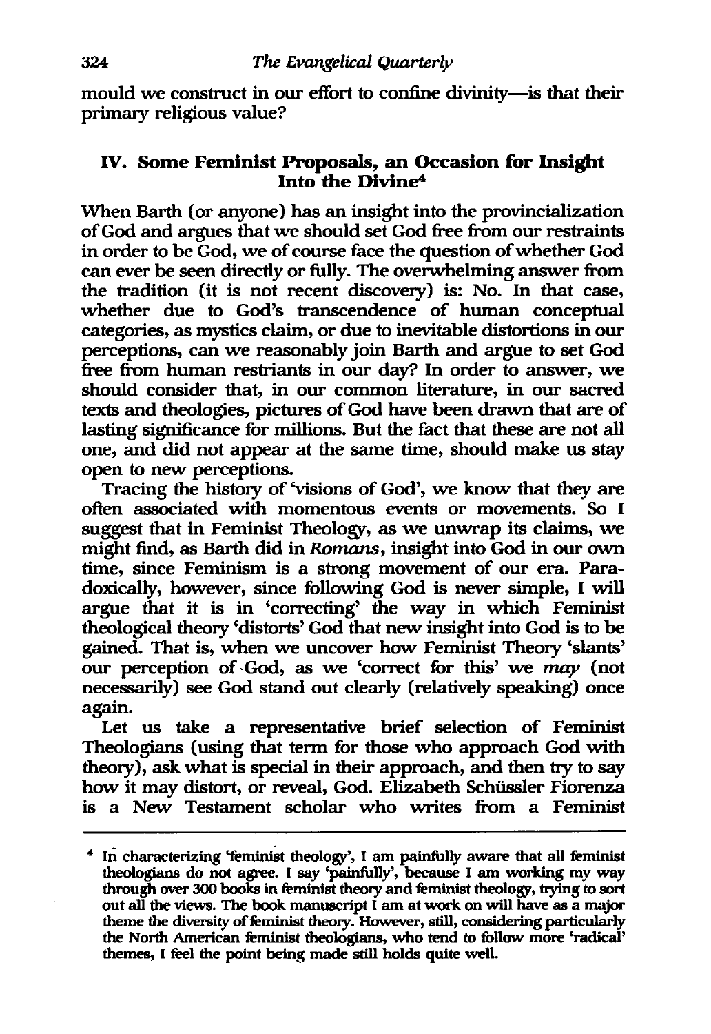mould we construct in our effort to confine divinity—is that their primary religious value?

## IV. Some Feminist Proposals, an Occasion for Insight Into the Divine[4]

When Barth (or anyone) has an insight into the provincialization of God and argues that we should set God free from our restraints in order to be God, we of course face the question of whether God can ever be seen directly or fully. The overwhelming answer from the tradition (it is not recent discovery) is: No. In that case, whether due to God's transcendence of human conceptual categories, as mystics claim, or due to inevitable distortions in our perceptions, can we reasonably join Barth and argue to set God free from human restriants in our day? In order to answer, we should consider that, in our common literature, in our sacred texts and theologies, pictures of God have been drawn that are of lasting significance for millions. But the fact that these are not all one, and did not appear at the same time, should make us stay open to new perceptions.

Tracing the history of 'visions of God', we know that they are often associated with momentous events or movements. So I suggest that in Feminist Theology, as we unwrap its claims, we might find, as Barth did in *Romans*, insight into God in our own time, since Feminism is a strong movement of our era. Paradoxically, however, since following God is never simple, I will argue that it is in 'correcting' the way in which Feminist theological theory 'distorts' God that new insight into God is to be gained. That is, when we uncover how Feminist Theory 'slants' our perception of God, as we 'correct for this' we *may* (not necessarily) see God stand out clearly (relatively speaking) once again.

Let us take a representative brief selection of Feminist Theologians (using that term for those who approach God with theory), ask what is special in their approach, and then try to say how it may distort, or reveal, God. Elizabeth Schüssler Fiorenza is a New Testament scholar who writes from a Feminist

---

[4] In characterizing 'feminist theology', I am painfully aware that all feminist theologians do not agree. I say 'painfully', because I am working my way through over 300 books in feminist theory and feminist theology, trying to sort out all the views. The book manuscript I am at work on will have as a major theme the diversity of feminist theory. However, still, considering particularly the North American feminist theologians, who tend to follow more 'radical' themes, I feel the point being made still holds quite well.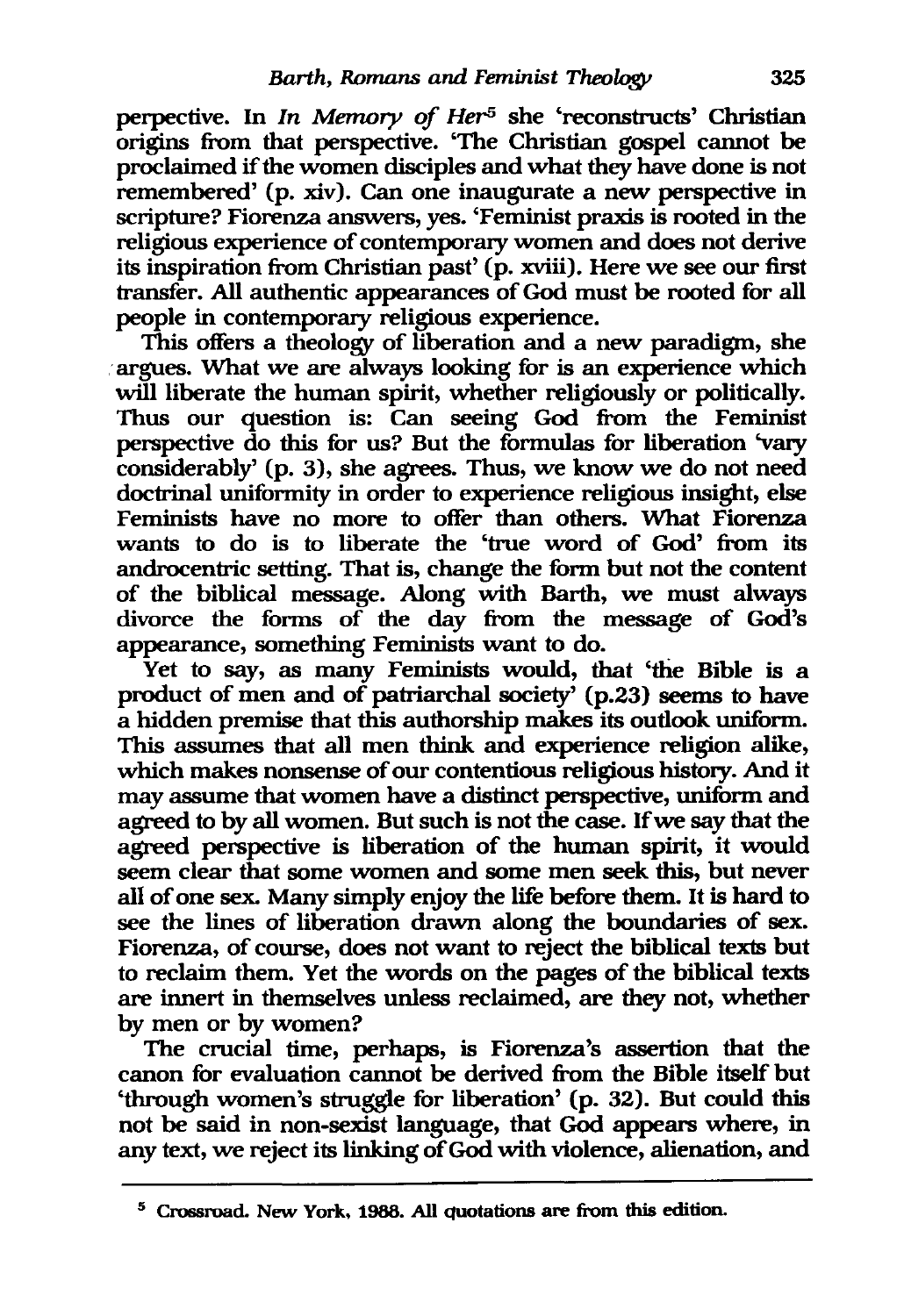perpective. In *In Memory of Her*[5] she 'reconstructs' Christian origins from that perspective. 'The Christian gospel cannot be proclaimed if the women disciples and what they have done is not remembered' (p. xiv). Can one inaugurate a new perspective in scripture? Fiorenza answers, yes. 'Feminist praxis is rooted in the religious experience of contemporary women and does not derive its inspiration from Christian past' (p. xviii). Here we see our first transfer. All authentic appearances of God must be rooted for all people in contemporary religious experience.

This offers a theology of liberation and a new paradigm, she argues. What we are always looking for is an experience which will liberate the human spirit, whether religiously or politically. Thus our question is: Can seeing God from the Feminist perspective do this for us? But the formulas for liberation 'vary considerably' (p. 3), she agrees. Thus, we know we do not need doctrinal uniformity in order to experience religious insight, else Feminists have no more to offer than others. What Fiorenza wants to do is to liberate the 'true word of God' from its androcentric setting. That is, change the form but not the content of the biblical message. Along with Barth, we must always divorce the forms of the day from the message of God's appearance, something Feminists want to do.

Yet to say, as many Feminists would, that 'the Bible is a product of men and of patriarchal society' (p.23) seems to have a hidden premise that this authorship makes its outlook uniform. This assumes that all men think and experience religion alike, which makes nonsense of our contentious religious history. And it may assume that women have a distinct perspective, uniform and agreed to by all women. But such is not the case. If we say that the agreed perspective is liberation of the human spirit, it would seem clear that some women and some men seek this, but never all of one sex. Many simply enjoy the life before them. It is hard to see the lines of liberation drawn along the boundaries of sex. Fiorenza, of course, does not want to reject the biblical texts but to reclaim them. Yet the words on the pages of the biblical texts are innert in themselves unless reclaimed, are they not, whether by men or by women?

The crucial time, perhaps, is Fiorenza's assertion that the canon for evaluation cannot be derived from the Bible itself but 'through women's struggle for liberation' (p. 32). But could this not be said in non-sexist language, that God appears where, in any text, we reject its linking of God with violence, alienation, and

---

[5] Crossroad. New York, 1988. All quotations are from this edition.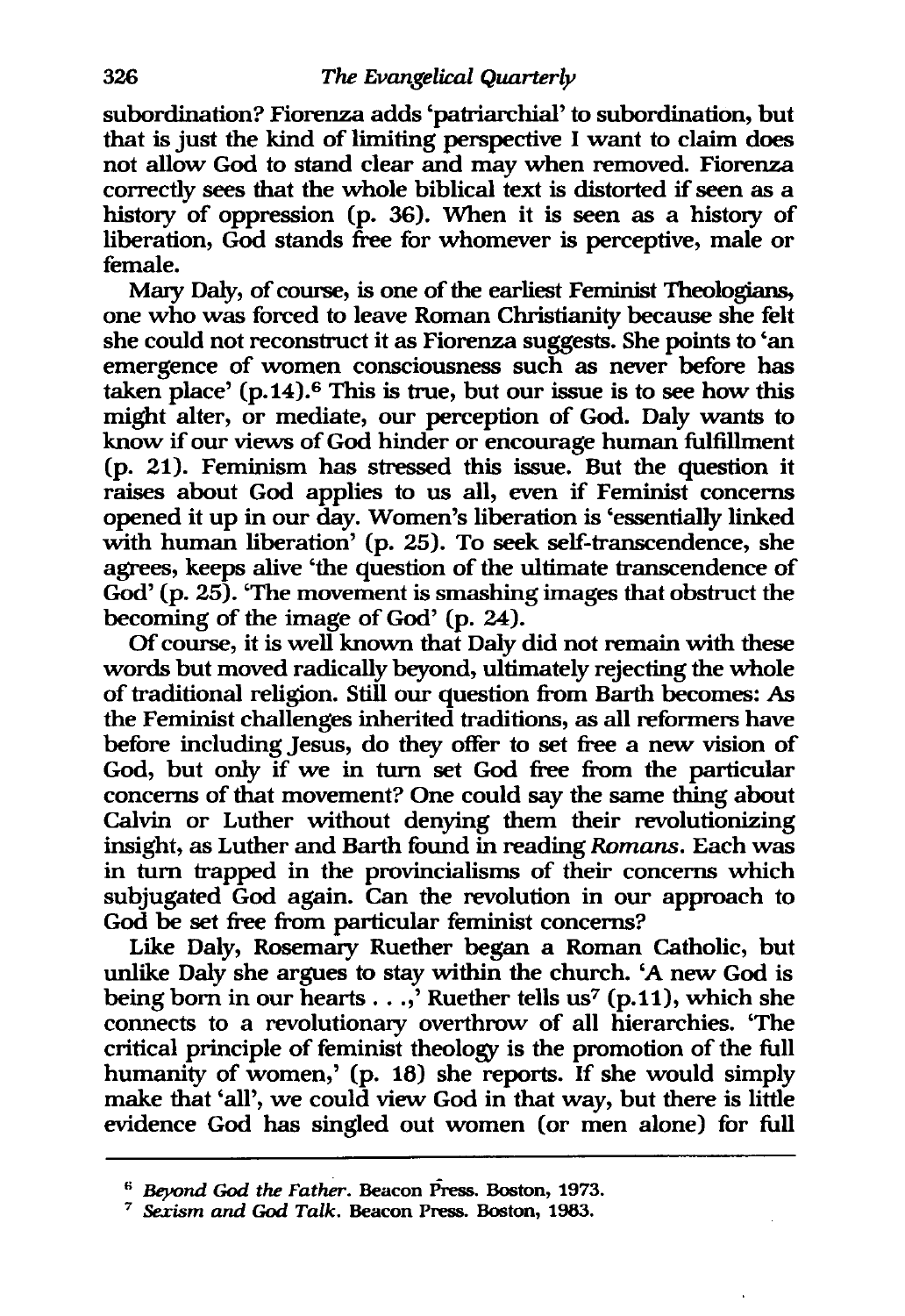subordination? Fiorenza adds 'patriarchial' to subordination, but that is just the kind of limiting perspective I want to claim does not allow God to stand clear and may when removed. Fiorenza correctly sees that the whole biblical text is distorted if seen as a history of oppression (p. 36). When it is seen as a history of liberation, God stands free for whomever is perceptive, male or female.

Mary Daly, of course, is one of the earliest Feminist Theologians, one who was forced to leave Roman Christianity because she felt she could not reconstruct it as Fiorenza suggests. She points to 'an emergence of women consciousness such as never before has taken place' (p.14).[6] This is true, but our issue is to see how this might alter, or mediate, our perception of God. Daly wants to know if our views of God hinder or encourage human fulfillment (p. 21). Feminism has stressed this issue. But the question it raises about God applies to us all, even if Feminist concerns opened it up in our day. Women's liberation is 'essentially linked with human liberation' (p. 25). To seek self-transcendence, she agrees, keeps alive 'the question of the ultimate transcendence of God' (p. 25). 'The movement is smashing images that obstruct the becoming of the image of God' (p. 24).

Of course, it is well known that Daly did not remain with these words but moved radically beyond, ultimately rejecting the whole of traditional religion. Still our question from Barth becomes: As the Feminist challenges inherited traditions, as all reformers have before including Jesus, do they offer to set free a new vision of God, but only if we in turn set God free from the particular concerns of that movement? One could say the same thing about Calvin or Luther without denying them their revolutionizing insight, as Luther and Barth found in reading *Romans*. Each was in turn trapped in the provincialisms of their concerns which subjugated God again. Can the revolution in our approach to God be set free from particular feminist concerns?

Like Daly, Rosemary Ruether began a Roman Catholic, but unlike Daly she argues to stay within the church. 'A new God is being born in our hearts . . .,' Ruether tells us[7] (p.11), which she connects to a revolutionary overthrow of all hierarchies. 'The critical principle of feminist theology is the promotion of the full humanity of women,' (p. 18) she reports. If she would simply make that 'all', we could view God in that way, but there is little evidence God has singled out women (or men alone) for full

---

[6] *Beyond God the Father*. Beacon Press. Boston, 1973.

[7] *Sexism and God Talk*. Beacon Press. Boston, 1983.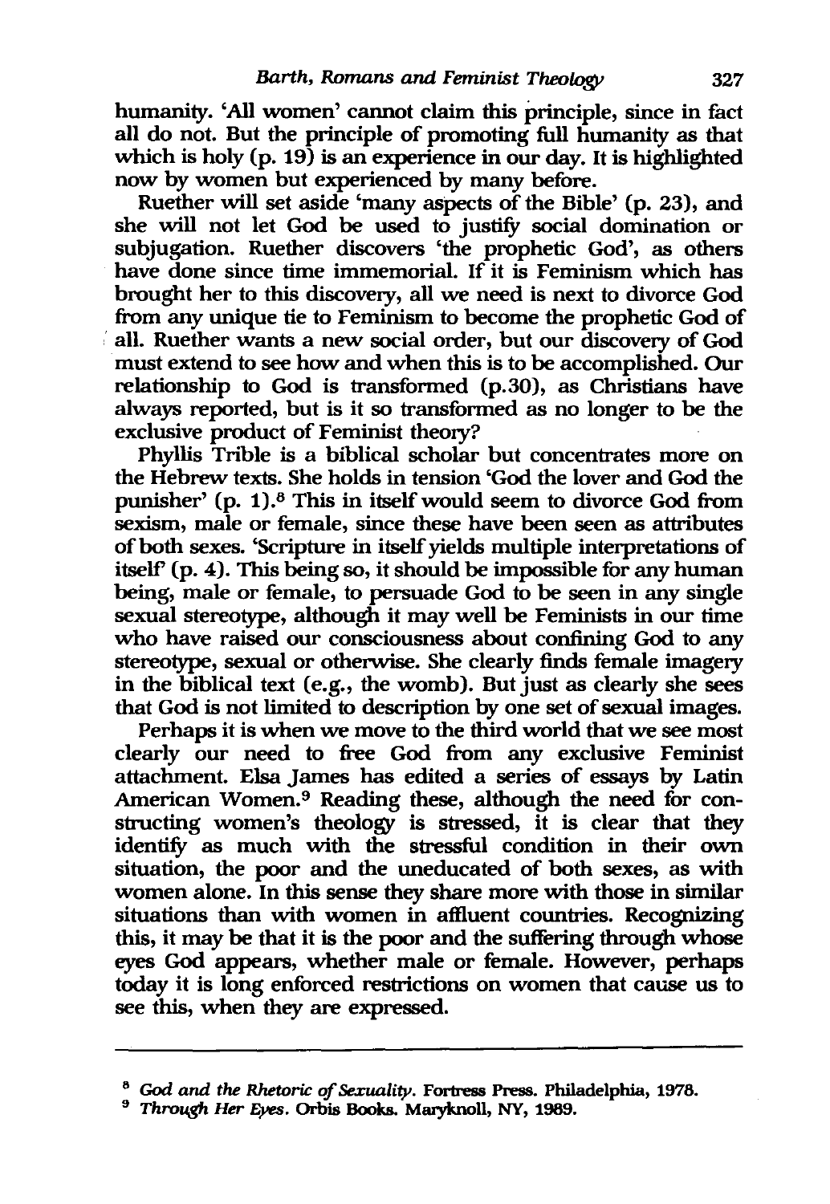humanity. 'All women' cannot claim this principle, since in fact all do not. But the principle of promoting full humanity as that which is holy (p. 19) is an experience in our day. It is highlighted now by women but experienced by many before.

Ruether will set aside 'many aspects of the Bible' (p. 23), and she will not let God be used to justify social domination or subjugation. Ruether discovers 'the prophetic God', as others have done since time immemorial. If it is Feminism which has brought her to this discovery, all we need is next to divorce God from any unique tie to Feminism to become the prophetic God of all. Ruether wants a new social order, but our discovery of God must extend to see how and when this is to be accomplished. Our relationship to God is transformed (p.30), as Christians have always reported, but is it so transformed as no longer to be the exclusive product of Feminist theory?

Phyllis Trible is a biblical scholar but concentrates more on the Hebrew texts. She holds in tension 'God the lover and God the punisher' (p. 1).[8] This in itself would seem to divorce God from sexism, male or female, since these have been seen as attributes of both sexes. 'Scripture in itself yields multiple interpretations of itself' (p. 4). This being so, it should be impossible for any human being, male or female, to persuade God to be seen in any single sexual stereotype, although it may well be Feminists in our time who have raised our consciousness about confining God to any stereotype, sexual or otherwise. She clearly finds female imagery in the biblical text (e.g., the womb). But just as clearly she sees that God is not limited to description by one set of sexual images.

Perhaps it is when we move to the third world that we see most clearly our need to free God from any exclusive Feminist attachment. Elsa James has edited a series of essays by Latin American Women.[9] Reading these, although the need for constructing women's theology is stressed, it is clear that they identify as much with the stressful condition in their own situation, the poor and the uneducated of both sexes, as with women alone. In this sense they share more with those in similar situations than with women in affluent countries. Recognizing this, it may be that it is the poor and the suffering through whose eyes God appears, whether male or female. However, perhaps today it is long enforced restrictions on women that cause us to see this, when they are expressed.

---

[8] *God and the Rhetoric of Sexuality*. Fortress Press. Philadelphia, 1978.

[9] *Through Her Eyes*. Orbis Books. Maryknoll, NY, 1989.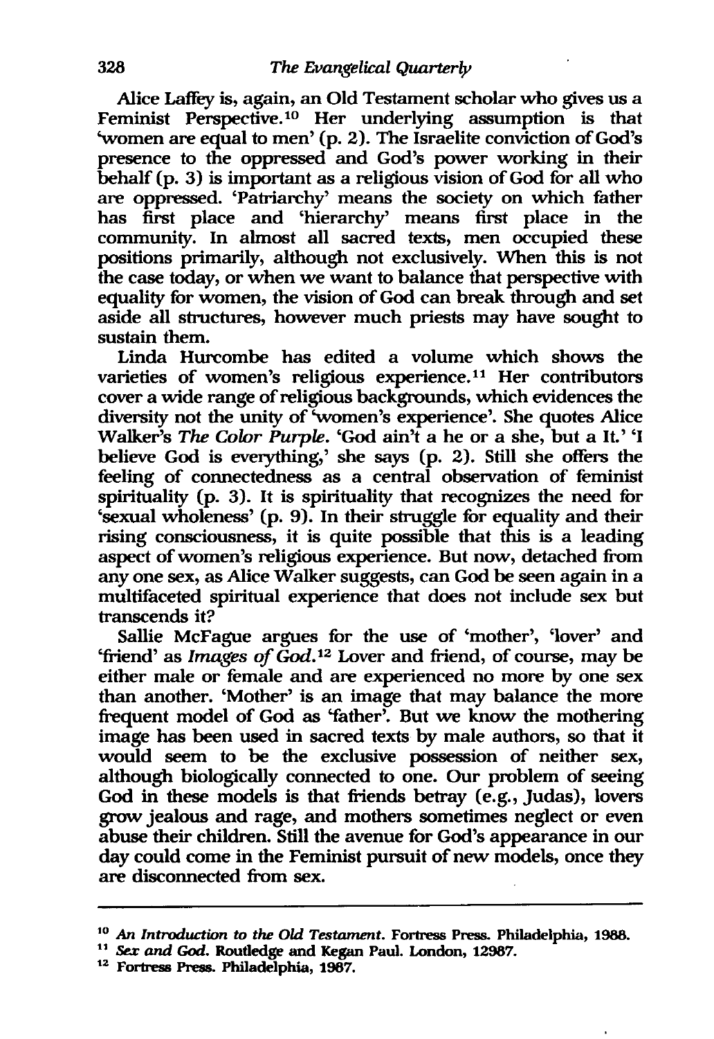Alice Laffey is, again, an Old Testament scholar who gives us a Feminist Perspective.[10] Her underlying assumption is that 'women are equal to men' (p. 2). The Israelite conviction of God's presence to the oppressed and God's power working in their behalf (p. 3) is important as a religious vision of God for all who are oppressed. 'Patriarchy' means the society on which father has first place and 'hierarchy' means first place in the community. In almost all sacred texts, men occupied these positions primarily, although not exclusively. When this is not the case today, or when we want to balance that perspective with equality for women, the vision of God can break through and set aside all structures, however much priests may have sought to sustain them.

Linda Hurcombe has edited a volume which shows the varieties of women's religious experience.[11] Her contributors cover a wide range of religious backgrounds, which evidences the diversity not the unity of 'women's experience'. She quotes Alice Walker's *The Color Purple*. 'God ain't a he or a she, but a It.' 'I believe God is everything,' she says (p. 2). Still she offers the feeling of connectedness as a central observation of feminist spirituality (p. 3). It is spirituality that recognizes the need for 'sexual wholeness' (p. 9). In their struggle for equality and their rising consciousness, it is quite possible that this is a leading aspect of women's religious experience. But now, detached from any one sex, as Alice Walker suggests, can God be seen again in a multifaceted spiritual experience that does not include sex but transcends it?

Sallie McFague argues for the use of 'mother', 'lover' and 'friend' as *Images of God*.[12] Lover and friend, of course, may be either male or female and are experienced no more by one sex than another. 'Mother' is an image that may balance the more frequent model of God as 'father'. But we know the mothering image has been used in sacred texts by male authors, so that it would seem to be the exclusive possession of neither sex, although biologically connected to one. Our problem of seeing God in these models is that friends betray (e.g., Judas), lovers grow jealous and rage, and mothers sometimes neglect or even abuse their children. Still the avenue for God's appearance in our day could come in the Feminist pursuit of new models, once they are disconnected from sex.

---

[10] *An Introduction to the Old Testament*. Fortress Press. Philadelphia, 1988.

[11] *Sex and God*. Routledge and Kegan Paul. London, 12987.

[12] Fortress Press. Philadelphia, 1987.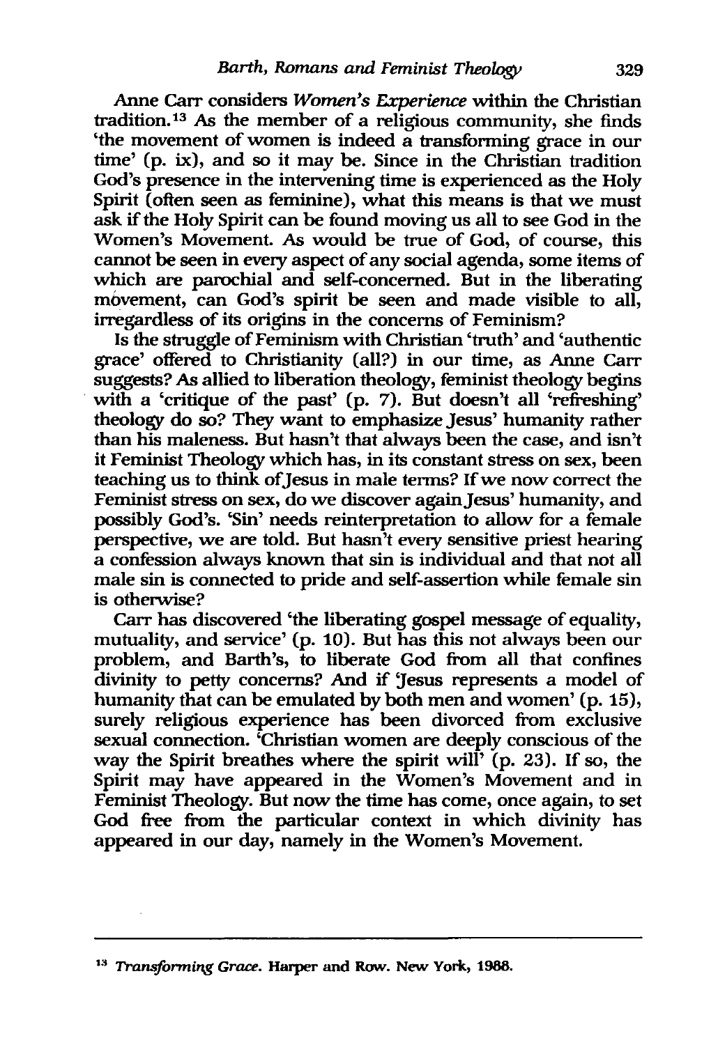Anne Carr considers *Women's Experience* within the Christian tradition.[13] As the member of a religious community, she finds 'the movement of women is indeed a transforming grace in our time' (p. ix), and so it may be. Since in the Christian tradition God's presence in the intervening time is experienced as the Holy Spirit (often seen as feminine), what this means is that we must ask if the Holy Spirit can be found moving us all to see God in the Women's Movement. As would be true of God, of course, this cannot be seen in every aspect of any social agenda, some items of which are parochial and self-concerned. But in the liberating movement, can God's spirit be seen and made visible to all, irregardless of its origins in the concerns of Feminism?

Is the struggle of Feminism with Christian 'truth' and 'authentic grace' offered to Christianity (all?) in our time, as Anne Carr suggests? As allied to liberation theology, feminist theology begins with a 'critique of the past' (p. 7). But doesn't all 'refreshing' theology do so? They want to emphasize Jesus' humanity rather than his maleness. But hasn't that always been the case, and isn't it Feminist Theology which has, in its constant stress on sex, been teaching us to think of Jesus in male terms? If we now correct the Feminist stress on sex, do we discover again Jesus' humanity, and possibly God's. 'Sin' needs reinterpretation to allow for a female perspective, we are told. But hasn't every sensitive priest hearing a confession always known that sin is individual and that not all male sin is connected to pride and self-assertion while female sin is otherwise?

Carr has discovered 'the liberating gospel message of equality, mutuality, and service' (p. 10). But has this not always been our problem, and Barth's, to liberate God from all that confines divinity to petty concerns? And if 'Jesus represents a model of humanity that can be emulated by both men and women' (p. 15), surely religious experience has been divorced from exclusive sexual connection. 'Christian women are deeply conscious of the way the Spirit breathes where the spirit will' (p. 23). If so, the Spirit may have appeared in the Women's Movement and in Feminist Theology. But now the time has come, once again, to set God free from the particular context in which divinity has appeared in our day, namely in the Women's Movement.

---

[13] *Transforming Grace*. Harper and Row. New York, 1988.